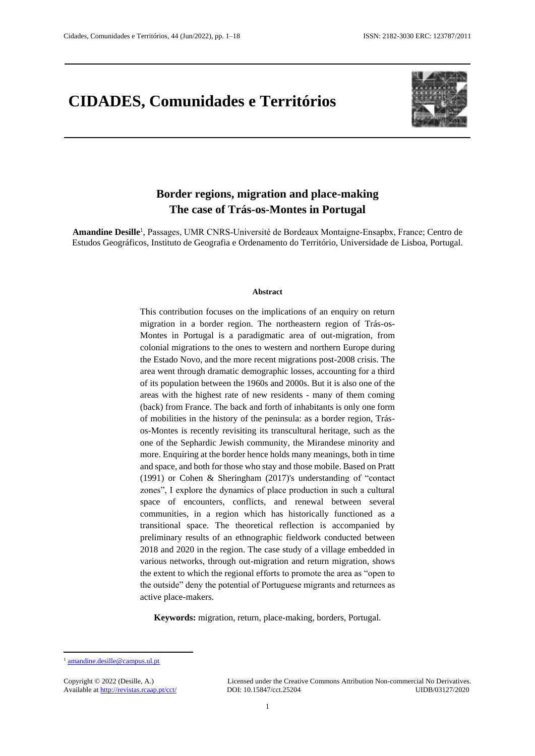# CIDADES, Comunidades e Territórios

## Border regions, migration and place-making
## The case of Trás-os-Montes in Portugal

**Amandine Desille**[1], Passages, UMR CNRS-Université de Bordeaux Montaigne-Ensapbx, France; Centro de Estudos Geográficos, Instituto de Geografia e Ordenamento do Território, Universidade de Lisboa, Portugal.

**Abstract**

This contribution focuses on the implications of an enquiry on return migration in a border region. The northeastern region of Trás-os-Montes in Portugal is a paradigmatic area of out-migration, from colonial migrations to the ones to western and northern Europe during the Estado Novo, and the more recent migrations post-2008 crisis. The area went through dramatic demographic losses, accounting for a third of its population between the 1960s and 2000s. But it is also one of the areas with the highest rate of new residents - many of them coming (back) from France. The back and forth of inhabitants is only one form of mobilities in the history of the peninsula: as a border region, Trás-os-Montes is recently revisiting its transcultural heritage, such as the one of the Sephardic Jewish community, the Mirandese minority and more. Enquiring at the border hence holds many meanings, both in time and space, and both for those who stay and those mobile. Based on Pratt (1991) or Cohen & Sheringham (2017)'s understanding of "contact zones", I explore the dynamics of place production in such a cultural space of encounters, conflicts, and renewal between several communities, in a region which has historically functioned as a transitional space. The theoretical reflection is accompanied by preliminary results of an ethnographic fieldwork conducted between 2018 and 2020 in the region. The case study of a village embedded in various networks, through out-migration and return migration, shows the extent to which the regional efforts to promote the area as "open to the outside" deny the potential of Portuguese migrants and returnees as active place-makers.

**Keywords:** migration, return, place-making, borders, Portugal.

---

[1] amandine.desille@campus.ul.pt

Copyright © 2022 (Desille, A.)
Available at http://revistas.rcaap.pt/cct/

Licensed under the Creative Commons Attribution Non-commercial No Derivatives.
DOI: 10.15847/cct.25204 UIDB/03127/2020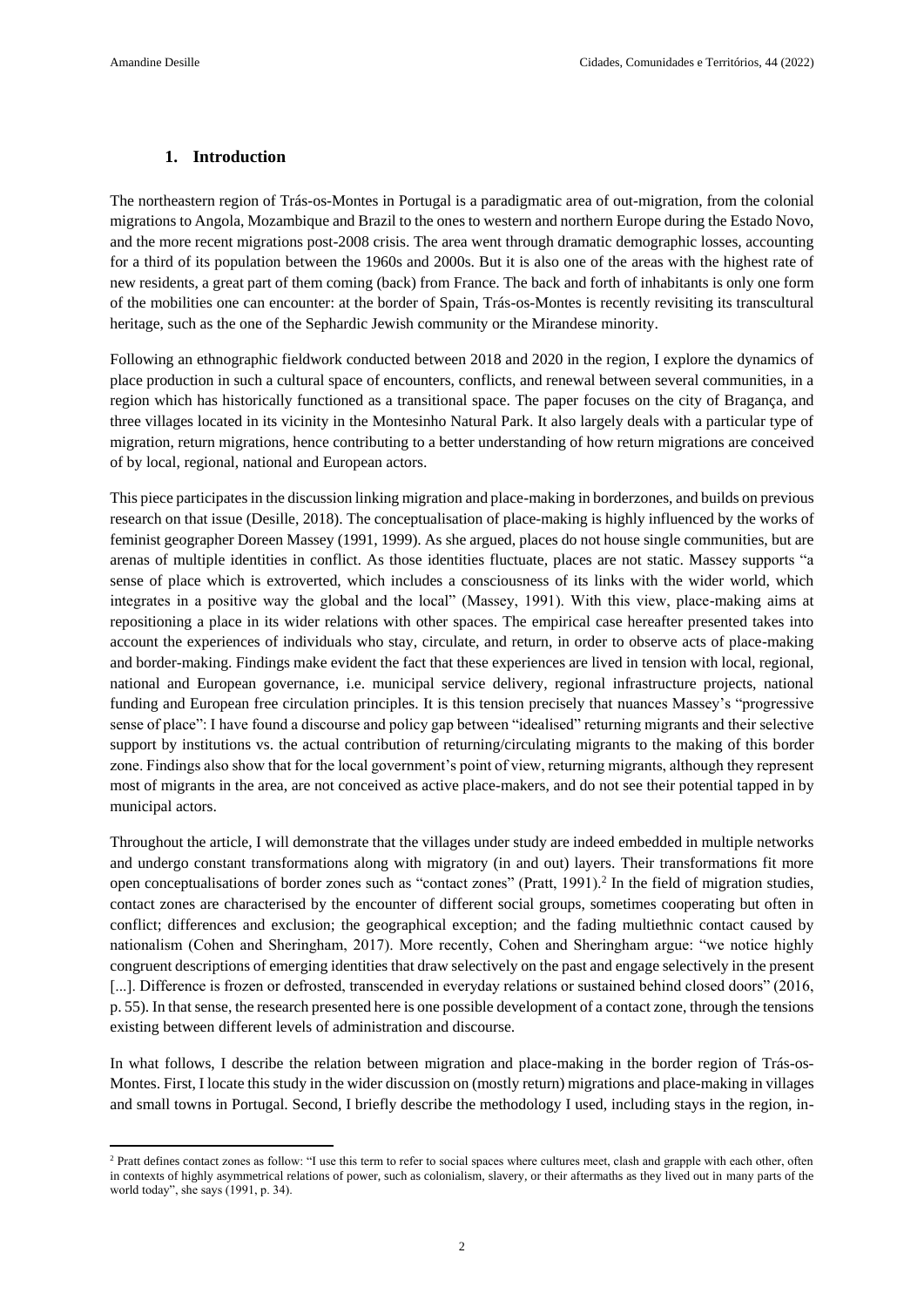## 1. Introduction

The northeastern region of Trás-os-Montes in Portugal is a paradigmatic area of out-migration, from the colonial migrations to Angola, Mozambique and Brazil to the ones to western and northern Europe during the Estado Novo, and the more recent migrations post-2008 crisis. The area went through dramatic demographic losses, accounting for a third of its population between the 1960s and 2000s. But it is also one of the areas with the highest rate of new residents, a great part of them coming (back) from France. The back and forth of inhabitants is only one form of the mobilities one can encounter: at the border of Spain, Trás-os-Montes is recently revisiting its transcultural heritage, such as the one of the Sephardic Jewish community or the Mirandese minority.

Following an ethnographic fieldwork conducted between 2018 and 2020 in the region, I explore the dynamics of place production in such a cultural space of encounters, conflicts, and renewal between several communities, in a region which has historically functioned as a transitional space. The paper focuses on the city of Bragança, and three villages located in its vicinity in the Montesinho Natural Park. It also largely deals with a particular type of migration, return migrations, hence contributing to a better understanding of how return migrations are conceived of by local, regional, national and European actors.

This piece participates in the discussion linking migration and place-making in borderzones, and builds on previous research on that issue (Desille, 2018). The conceptualisation of place-making is highly influenced by the works of feminist geographer Doreen Massey (1991, 1999). As she argued, places do not house single communities, but are arenas of multiple identities in conflict. As those identities fluctuate, places are not static. Massey supports "a sense of place which is extroverted, which includes a consciousness of its links with the wider world, which integrates in a positive way the global and the local" (Massey, 1991). With this view, place-making aims at repositioning a place in its wider relations with other spaces. The empirical case hereafter presented takes into account the experiences of individuals who stay, circulate, and return, in order to observe acts of place-making and border-making. Findings make evident the fact that these experiences are lived in tension with local, regional, national and European governance, i.e. municipal service delivery, regional infrastructure projects, national funding and European free circulation principles. It is this tension precisely that nuances Massey's "progressive sense of place": I have found a discourse and policy gap between "idealised" returning migrants and their selective support by institutions vs. the actual contribution of returning/circulating migrants to the making of this border zone. Findings also show that for the local government's point of view, returning migrants, although they represent most of migrants in the area, are not conceived as active place-makers, and do not see their potential tapped in by municipal actors.

Throughout the article, I will demonstrate that the villages under study are indeed embedded in multiple networks and undergo constant transformations along with migratory (in and out) layers. Their transformations fit more open conceptualisations of border zones such as "contact zones" (Pratt, 1991).[2] In the field of migration studies, contact zones are characterised by the encounter of different social groups, sometimes cooperating but often in conflict; differences and exclusion; the geographical exception; and the fading multiethnic contact caused by nationalism (Cohen and Sheringham, 2017). More recently, Cohen and Sheringham argue: "we notice highly congruent descriptions of emerging identities that draw selectively on the past and engage selectively in the present [...]. Difference is frozen or defrosted, transcended in everyday relations or sustained behind closed doors" (2016, p. 55). In that sense, the research presented here is one possible development of a contact zone, through the tensions existing between different levels of administration and discourse.

In what follows, I describe the relation between migration and place-making in the border region of Trás-os-Montes. First, I locate this study in the wider discussion on (mostly return) migrations and place-making in villages and small towns in Portugal. Second, I briefly describe the methodology I used, including stays in the region, in-

---

[2] Pratt defines contact zones as follow: "I use this term to refer to social spaces where cultures meet, clash and grapple with each other, often in contexts of highly asymmetrical relations of power, such as colonialism, slavery, or their aftermaths as they lived out in many parts of the world today", she says (1991, p. 34).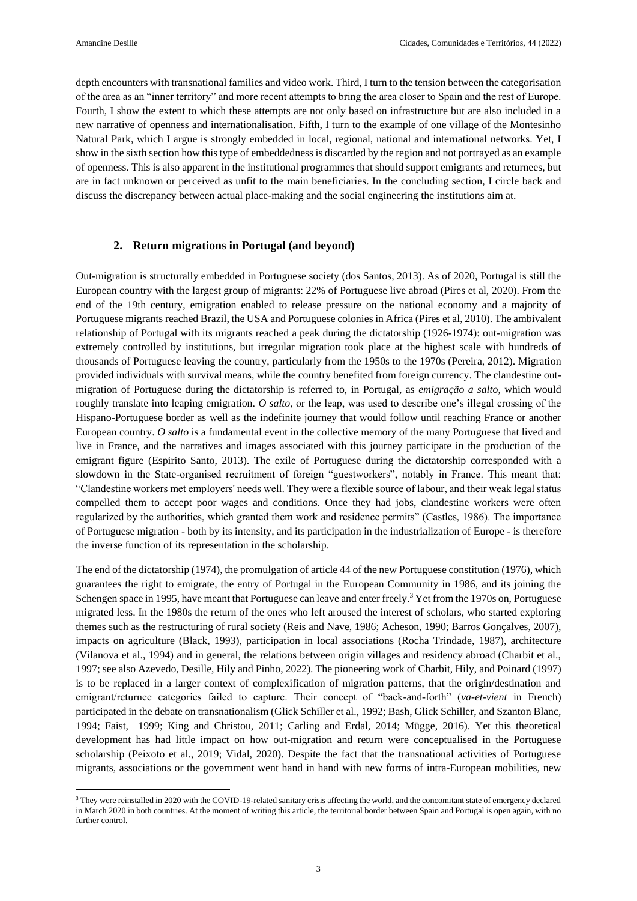depth encounters with transnational families and video work. Third, I turn to the tension between the categorisation of the area as an "inner territory" and more recent attempts to bring the area closer to Spain and the rest of Europe. Fourth, I show the extent to which these attempts are not only based on infrastructure but are also included in a new narrative of openness and internationalisation. Fifth, I turn to the example of one village of the Montesinho Natural Park, which I argue is strongly embedded in local, regional, national and international networks. Yet, I show in the sixth section how this type of embeddedness is discarded by the region and not portrayed as an example of openness. This is also apparent in the institutional programmes that should support emigrants and returnees, but are in fact unknown or perceived as unfit to the main beneficiaries. In the concluding section, I circle back and discuss the discrepancy between actual place-making and the social engineering the institutions aim at.

## 2. Return migrations in Portugal (and beyond)

Out-migration is structurally embedded in Portuguese society (dos Santos, 2013). As of 2020, Portugal is still the European country with the largest group of migrants: 22% of Portuguese live abroad (Pires et al, 2020). From the end of the 19th century, emigration enabled to release pressure on the national economy and a majority of Portuguese migrants reached Brazil, the USA and Portuguese colonies in Africa (Pires et al, 2010). The ambivalent relationship of Portugal with its migrants reached a peak during the dictatorship (1926-1974): out-migration was extremely controlled by institutions, but irregular migration took place at the highest scale with hundreds of thousands of Portuguese leaving the country, particularly from the 1950s to the 1970s (Pereira, 2012). Migration provided individuals with survival means, while the country benefited from foreign currency. The clandestine out-migration of Portuguese during the dictatorship is referred to, in Portugal, as *emigração a salto*, which would roughly translate into leaping emigration. *O salto*, or the leap, was used to describe one's illegal crossing of the Hispano-Portuguese border as well as the indefinite journey that would follow until reaching France or another European country. *O salto* is a fundamental event in the collective memory of the many Portuguese that lived and live in France, and the narratives and images associated with this journey participate in the production of the emigrant figure (Espirito Santo, 2013). The exile of Portuguese during the dictatorship corresponded with a slowdown in the State-organised recruitment of foreign "guestworkers", notably in France. This meant that: "Clandestine workers met employers' needs well. They were a flexible source of labour, and their weak legal status compelled them to accept poor wages and conditions. Once they had jobs, clandestine workers were often regularized by the authorities, which granted them work and residence permits" (Castles, 1986). The importance of Portuguese migration - both by its intensity, and its participation in the industrialization of Europe - is therefore the inverse function of its representation in the scholarship.

The end of the dictatorship (1974), the promulgation of article 44 of the new Portuguese constitution (1976), which guarantees the right to emigrate, the entry of Portugal in the European Community in 1986, and its joining the Schengen space in 1995, have meant that Portuguese can leave and enter freely.[3] Yet from the 1970s on, Portuguese migrated less. In the 1980s the return of the ones who left aroused the interest of scholars, who started exploring themes such as the restructuring of rural society (Reis and Nave, 1986; Acheson, 1990; Barros Gonçalves, 2007), impacts on agriculture (Black, 1993), participation in local associations (Rocha Trindade, 1987), architecture (Vilanova et al., 1994) and in general, the relations between origin villages and residency abroad (Charbit et al., 1997; see also Azevedo, Desille, Hily and Pinho, 2022). The pioneering work of Charbit, Hily, and Poinard (1997) is to be replaced in a larger context of complexification of migration patterns, that the origin/destination and emigrant/returnee categories failed to capture. Their concept of "back-and-forth" (*va-et-vient* in French) participated in the debate on transnationalism (Glick Schiller et al., 1992; Bash, Glick Schiller, and Szanton Blanc, 1994; Faist, 1999; King and Christou, 2011; Carling and Erdal, 2014; Mügge, 2016). Yet this theoretical development has had little impact on how out-migration and return were conceptualised in the Portuguese scholarship (Peixoto et al., 2019; Vidal, 2020). Despite the fact that the transnational activities of Portuguese migrants, associations or the government went hand in hand with new forms of intra-European mobilities, new

[3] They were reinstalled in 2020 with the COVID-19-related sanitary crisis affecting the world, and the concomitant state of emergency declared in March 2020 in both countries. At the moment of writing this article, the territorial border between Spain and Portugal is open again, with no further control.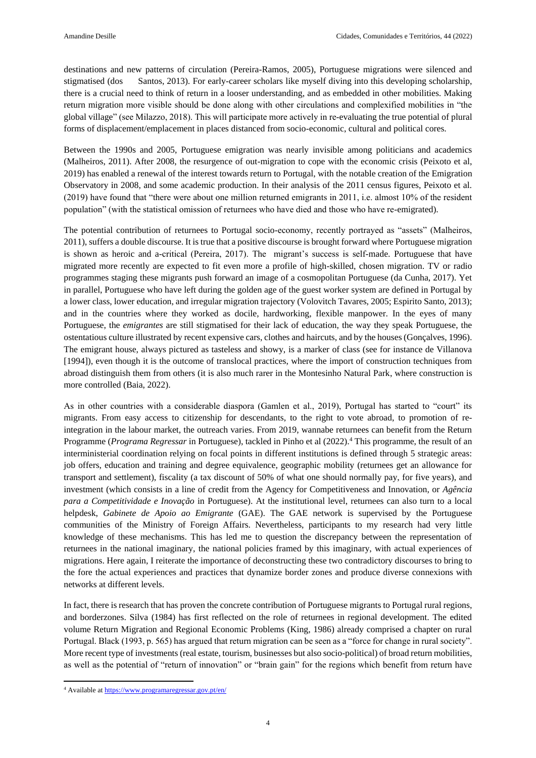destinations and new patterns of circulation (Pereira-Ramos, 2005), Portuguese migrations were silenced and stigmatised (dos Santos, 2013). For early-career scholars like myself diving into this developing scholarship, there is a crucial need to think of return in a looser understanding, and as embedded in other mobilities. Making return migration more visible should be done along with other circulations and complexified mobilities in "the global village" (see Milazzo, 2018). This will participate more actively in re-evaluating the true potential of plural forms of displacement/emplacement in places distanced from socio-economic, cultural and political cores.

Between the 1990s and 2005, Portuguese emigration was nearly invisible among politicians and academics (Malheiros, 2011). After 2008, the resurgence of out-migration to cope with the economic crisis (Peixoto et al, 2019) has enabled a renewal of the interest towards return to Portugal, with the notable creation of the Emigration Observatory in 2008, and some academic production. In their analysis of the 2011 census figures, Peixoto et al. (2019) have found that "there were about one million returned emigrants in 2011, i.e. almost 10% of the resident population" (with the statistical omission of returnees who have died and those who have re-emigrated).

The potential contribution of returnees to Portugal socio-economy, recently portrayed as "assets" (Malheiros, 2011), suffers a double discourse. It is true that a positive discourse is brought forward where Portuguese migration is shown as heroic and a-critical (Pereira, 2017). The migrant's success is self-made. Portuguese that have migrated more recently are expected to fit even more a profile of high-skilled, chosen migration. TV or radio programmes staging these migrants push forward an image of a cosmopolitan Portuguese (da Cunha, 2017). Yet in parallel, Portuguese who have left during the golden age of the guest worker system are defined in Portugal by a lower class, lower education, and irregular migration trajectory (Volovitch Tavares, 2005; Espirito Santo, 2013); and in the countries where they worked as docile, hardworking, flexible manpower. In the eyes of many Portuguese, the *emigrantes* are still stigmatised for their lack of education, the way they speak Portuguese, the ostentatious culture illustrated by recent expensive cars, clothes and haircuts, and by the houses (Gonçalves, 1996). The emigrant house, always pictured as tasteless and showy, is a marker of class (see for instance de Villanova [1994]), even though it is the outcome of translocal practices, where the import of construction techniques from abroad distinguish them from others (it is also much rarer in the Montesinho Natural Park, where construction is more controlled (Baia, 2022).

As in other countries with a considerable diaspora (Gamlen et al., 2019), Portugal has started to "court" its migrants. From easy access to citizenship for descendants, to the right to vote abroad, to promotion of re-integration in the labour market, the outreach varies. From 2019, wannabe returnees can benefit from the Return Programme (*Programa Regressar* in Portuguese), tackled in Pinho et al (2022).[4] This programme, the result of an interministerial coordination relying on focal points in different institutions is defined through 5 strategic areas: job offers, education and training and degree equivalence, geographic mobility (returnees get an allowance for transport and settlement), fiscality (a tax discount of 50% of what one should normally pay, for five years), and investment (which consists in a line of credit from the Agency for Competitiveness and Innovation, or *Agência para a Competitividade e Inovação* in Portuguese). At the institutional level, returnees can also turn to a local helpdesk, *Gabinete de Apoio ao Emigrante* (GAE). The GAE network is supervised by the Portuguese communities of the Ministry of Foreign Affairs. Nevertheless, participants to my research had very little knowledge of these mechanisms. This has led me to question the discrepancy between the representation of returnees in the national imaginary, the national policies framed by this imaginary, with actual experiences of migrations. Here again, I reiterate the importance of deconstructing these two contradictory discourses to bring to the fore the actual experiences and practices that dynamize border zones and produce diverse connexions with networks at different levels.

In fact, there is research that has proven the concrete contribution of Portuguese migrants to Portugal rural regions, and borderzones. Silva (1984) has first reflected on the role of returnees in regional development. The edited volume Return Migration and Regional Economic Problems (King, 1986) already comprised a chapter on rural Portugal. Black (1993, p. 565) has argued that return migration can be seen as a "force for change in rural society". More recent type of investments (real estate, tourism, businesses but also socio-political) of broad return mobilities, as well as the potential of "return of innovation" or "brain gain" for the regions which benefit from return have

---

[4] Available at https://www.programaregressar.gov.pt/en/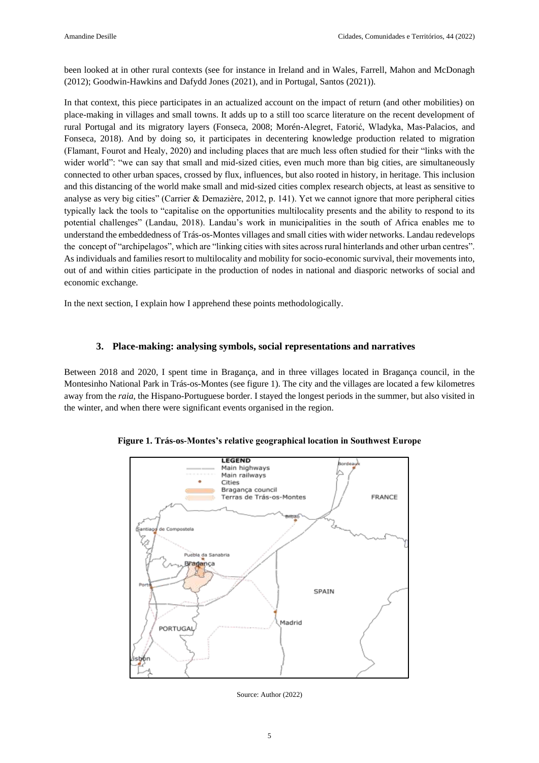been looked at in other rural contexts (see for instance in Ireland and in Wales, Farrell, Mahon and McDonagh (2012); Goodwin-Hawkins and Dafydd Jones (2021), and in Portugal, Santos (2021)).

In that context, this piece participates in an actualized account on the impact of return (and other mobilities) on place-making in villages and small towns. It adds up to a still too scarce literature on the recent development of rural Portugal and its migratory layers (Fonseca, 2008; Morén-Alegret, Fatorić, Wladyka, Mas-Palacios, and Fonseca, 2018). And by doing so, it participates in decentering knowledge production related to migration (Flamant, Fourot and Healy, 2020) and including places that are much less often studied for their "links with the wider world": "we can say that small and mid-sized cities, even much more than big cities, are simultaneously connected to other urban spaces, crossed by flux, influences, but also rooted in history, in heritage. This inclusion and this distancing of the world make small and mid-sized cities complex research objects, at least as sensitive to analyse as very big cities" (Carrier & Demazière, 2012, p. 141). Yet we cannot ignore that more peripheral cities typically lack the tools to "capitalise on the opportunities multilocality presents and the ability to respond to its potential challenges" (Landau, 2018). Landau's work in municipalities in the south of Africa enables me to understand the embeddedness of Trás-os-Montes villages and small cities with wider networks. Landau redevelops the concept of "archipelagos", which are "linking cities with sites across rural hinterlands and other urban centres". As individuals and families resort to multilocality and mobility for socio-economic survival, their movements into, out of and within cities participate in the production of nodes in national and diasporic networks of social and economic exchange.

In the next section, I explain how I apprehend these points methodologically.

### 3. Place-making: analysing symbols, social representations and narratives

Between 2018 and 2020, I spent time in Bragança, and in three villages located in Bragança council, in the Montesinho National Park in Trás-os-Montes (see figure 1). The city and the villages are located a few kilometres away from the *raia*, the Hispano-Portuguese border. I stayed the longest periods in the summer, but also visited in the winter, and when there were significant events organised in the region.

**Figure 1. Trás-os-Montes's relative geographical location in Southwest Europe**

Source: Author (2022)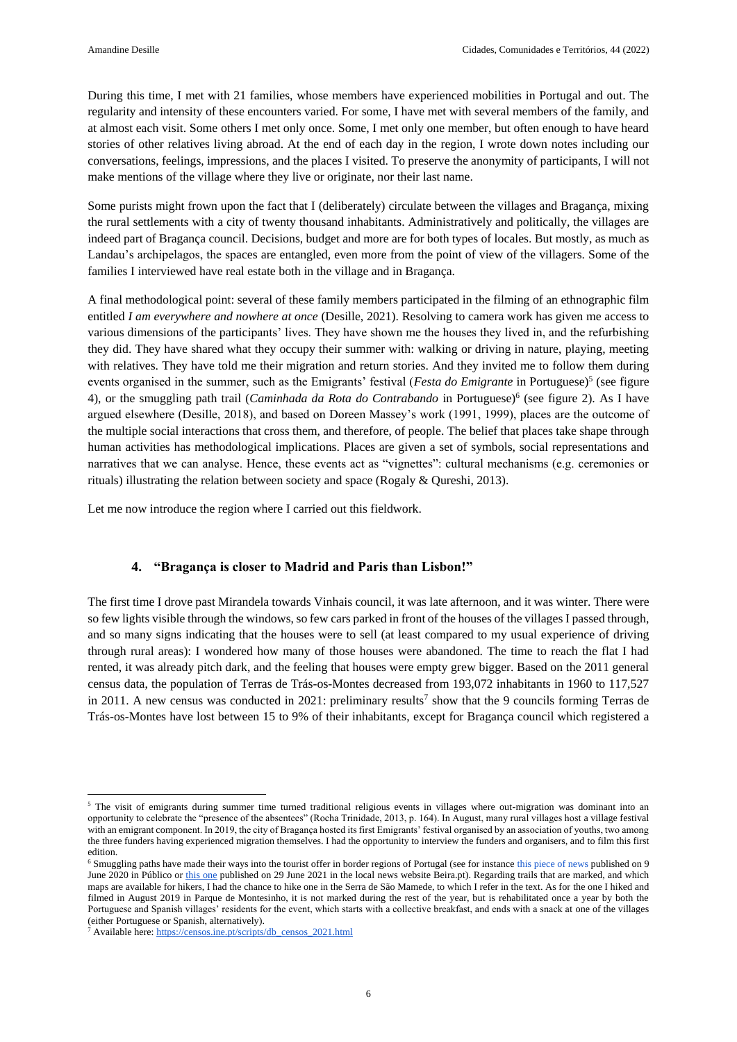During this time, I met with 21 families, whose members have experienced mobilities in Portugal and out. The regularity and intensity of these encounters varied. For some, I have met with several members of the family, and at almost each visit. Some others I met only once. Some, I met only one member, but often enough to have heard stories of other relatives living abroad. At the end of each day in the region, I wrote down notes including our conversations, feelings, impressions, and the places I visited. To preserve the anonymity of participants, I will not make mentions of the village where they live or originate, nor their last name.

Some purists might frown upon the fact that I (deliberately) circulate between the villages and Bragança, mixing the rural settlements with a city of twenty thousand inhabitants. Administratively and politically, the villages are indeed part of Bragança council. Decisions, budget and more are for both types of locales. But mostly, as much as Landau's archipelagos, the spaces are entangled, even more from the point of view of the villagers. Some of the families I interviewed have real estate both in the village and in Bragança.

A final methodological point: several of these family members participated in the filming of an ethnographic film entitled *I am everywhere and nowhere at once* (Desille, 2021). Resolving to camera work has given me access to various dimensions of the participants' lives. They have shown me the houses they lived in, and the refurbishing they did. They have shared what they occupy their summer with: walking or driving in nature, playing, meeting with relatives. They have told me their migration and return stories. And they invited me to follow them during events organised in the summer, such as the Emigrants' festival (*Festa do Emigrante* in Portuguese)[5] (see figure 4), or the smuggling path trail (*Caminhada da Rota do Contrabando* in Portuguese)[6] (see figure 2). As I have argued elsewhere (Desille, 2018), and based on Doreen Massey's work (1991, 1999), places are the outcome of the multiple social interactions that cross them, and therefore, of people. The belief that places take shape through human activities has methodological implications. Places are given a set of symbols, social representations and narratives that we can analyse. Hence, these events act as "vignettes": cultural mechanisms (e.g. ceremonies or rituals) illustrating the relation between society and space (Rogaly & Qureshi, 2013).

Let me now introduce the region where I carried out this fieldwork.

## 4. "Bragança is closer to Madrid and Paris than Lisbon!"

The first time I drove past Mirandela towards Vinhais council, it was late afternoon, and it was winter. There were so few lights visible through the windows, so few cars parked in front of the houses of the villages I passed through, and so many signs indicating that the houses were to sell (at least compared to my usual experience of driving through rural areas): I wondered how many of those houses were abandoned. The time to reach the flat I had rented, it was already pitch dark, and the feeling that houses were empty grew bigger. Based on the 2011 general census data, the population of Terras de Trás-os-Montes decreased from 193,072 inhabitants in 1960 to 117,527 in 2011. A new census was conducted in 2021: preliminary results[7] show that the 9 councils forming Terras de Trás-os-Montes have lost between 15 to 9% of their inhabitants, except for Bragança council which registered a

---

[5] The visit of emigrants during summer time turned traditional religious events in villages where out-migration was dominant into an opportunity to celebrate the "presence of the absentees" (Rocha Trinidade, 2013, p. 164). In August, many rural villages host a village festival with an emigrant component. In 2019, the city of Bragança hosted its first Emigrants' festival organised by an association of youths, two among the three funders having experienced migration themselves. I had the opportunity to interview the funders and organisers, and to film this first edition.

[6] Smuggling paths have made their ways into the tourist offer in border regions of Portugal (see for instance this piece of news published on 9 June 2020 in Público or this one published on 29 June 2021 in the local news website Beira.pt). Regarding trails that are marked, and which maps are available for hikers, I had the chance to hike one in the Serra de São Mamede, to which I refer in the text. As for the one I hiked and filmed in August 2019 in Parque de Montesinho, it is not marked during the rest of the year, but is rehabilitated once a year by both the Portuguese and Spanish villages' residents for the event, which starts with a collective breakfast, and ends with a snack at one of the villages (either Portuguese or Spanish, alternatively).

[7] Available here: https://censos.ine.pt/scripts/db_censos_2021.html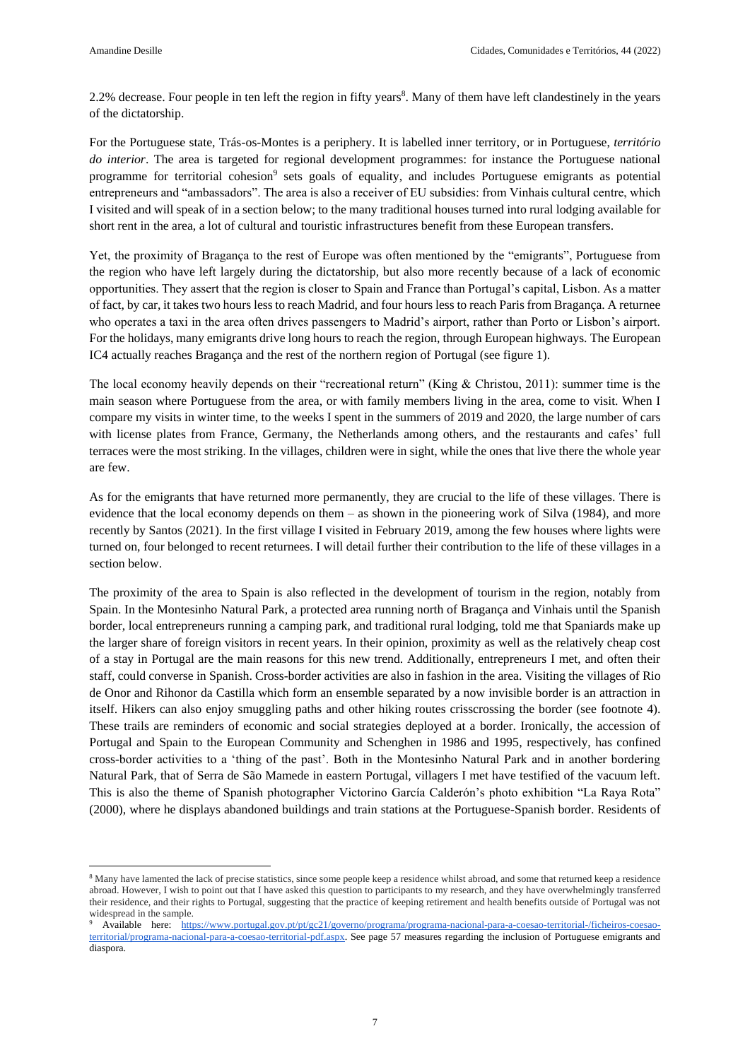2.2% decrease. Four people in ten left the region in fifty years[8]. Many of them have left clandestinely in the years of the dictatorship.

For the Portuguese state, Trás-os-Montes is a periphery. It is labelled inner territory, or in Portuguese, *território do interior*. The area is targeted for regional development programmes: for instance the Portuguese national programme for territorial cohesion[9] sets goals of equality, and includes Portuguese emigrants as potential entrepreneurs and "ambassadors". The area is also a receiver of EU subsidies: from Vinhais cultural centre, which I visited and will speak of in a section below; to the many traditional houses turned into rural lodging available for short rent in the area, a lot of cultural and touristic infrastructures benefit from these European transfers.

Yet, the proximity of Bragança to the rest of Europe was often mentioned by the "emigrants", Portuguese from the region who have left largely during the dictatorship, but also more recently because of a lack of economic opportunities. They assert that the region is closer to Spain and France than Portugal's capital, Lisbon. As a matter of fact, by car, it takes two hours less to reach Madrid, and four hours less to reach Paris from Bragança. A returnee who operates a taxi in the area often drives passengers to Madrid's airport, rather than Porto or Lisbon's airport. For the holidays, many emigrants drive long hours to reach the region, through European highways. The European IC4 actually reaches Bragança and the rest of the northern region of Portugal (see figure 1).

The local economy heavily depends on their "recreational return" (King & Christou, 2011): summer time is the main season where Portuguese from the area, or with family members living in the area, come to visit. When I compare my visits in winter time, to the weeks I spent in the summers of 2019 and 2020, the large number of cars with license plates from France, Germany, the Netherlands among others, and the restaurants and cafes' full terraces were the most striking. In the villages, children were in sight, while the ones that live there the whole year are few.

As for the emigrants that have returned more permanently, they are crucial to the life of these villages. There is evidence that the local economy depends on them – as shown in the pioneering work of Silva (1984), and more recently by Santos (2021). In the first village I visited in February 2019, among the few houses where lights were turned on, four belonged to recent returnees. I will detail further their contribution to the life of these villages in a section below.

The proximity of the area to Spain is also reflected in the development of tourism in the region, notably from Spain. In the Montesinho Natural Park, a protected area running north of Bragança and Vinhais until the Spanish border, local entrepreneurs running a camping park, and traditional rural lodging, told me that Spaniards make up the larger share of foreign visitors in recent years. In their opinion, proximity as well as the relatively cheap cost of a stay in Portugal are the main reasons for this new trend. Additionally, entrepreneurs I met, and often their staff, could converse in Spanish. Cross-border activities are also in fashion in the area. Visiting the villages of Rio de Onor and Rihonor da Castilla which form an ensemble separated by a now invisible border is an attraction in itself. Hikers can also enjoy smuggling paths and other hiking routes crisscrossing the border (see footnote 4). These trails are reminders of economic and social strategies deployed at a border. Ironically, the accession of Portugal and Spain to the European Community and Schenghen in 1986 and 1995, respectively, has confined cross-border activities to a 'thing of the past'. Both in the Montesinho Natural Park and in another bordering Natural Park, that of Serra de São Mamede in eastern Portugal, villagers I met have testified of the vacuum left. This is also the theme of Spanish photographer Victorino García Calderón's photo exhibition "La Raya Rota" (2000), where he displays abandoned buildings and train stations at the Portuguese-Spanish border. Residents of

---

[8] Many have lamented the lack of precise statistics, since some people keep a residence whilst abroad, and some that returned keep a residence abroad. However, I wish to point out that I have asked this question to participants to my research, and they have overwhelmingly transferred their residence, and their rights to Portugal, suggesting that the practice of keeping retirement and health benefits outside of Portugal was not widespread in the sample.

[9] Available here: https://www.portugal.gov.pt/pt/gc21/governo/programa/programa-nacional-para-a-coesao-territorial-/ficheiros-coesao-territorial/programa-nacional-para-a-coesao-territorial-pdf.aspx. See page 57 measures regarding the inclusion of Portuguese emigrants and diaspora.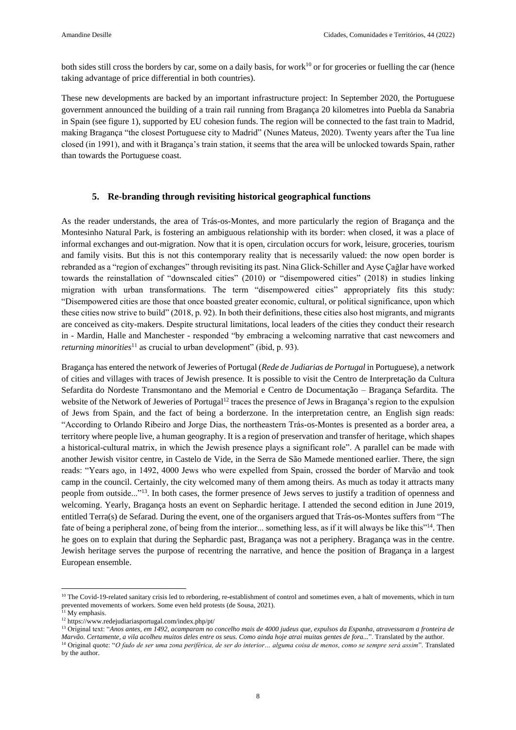both sides still cross the borders by car, some on a daily basis, for work[10] or for groceries or fuelling the car (hence taking advantage of price differential in both countries).

These new developments are backed by an important infrastructure project: In September 2020, the Portuguese government announced the building of a train rail running from Bragança 20 kilometres into Puebla da Sanabria in Spain (see figure 1), supported by EU cohesion funds. The region will be connected to the fast train to Madrid, making Bragança "the closest Portuguese city to Madrid" (Nunes Mateus, 2020). Twenty years after the Tua line closed (in 1991), and with it Bragança's train station, it seems that the area will be unlocked towards Spain, rather than towards the Portuguese coast.

## 5. Re-branding through revisiting historical geographical functions

As the reader understands, the area of Trás-os-Montes, and more particularly the region of Bragança and the Montesinho Natural Park, is fostering an ambiguous relationship with its border: when closed, it was a place of informal exchanges and out-migration. Now that it is open, circulation occurs for work, leisure, groceries, tourism and family visits. But this is not this contemporary reality that is necessarily valued: the now open border is rebranded as a "region of exchanges" through revisiting its past. Nina Glick-Schiller and Ayse Çağlar have worked towards the reinstallation of "downscaled cities" (2010) or "disempowered cities" (2018) in studies linking migration with urban transformations. The term "disempowered cities" appropriately fits this study: "Disempowered cities are those that once boasted greater economic, cultural, or political significance, upon which these cities now strive to build" (2018, p. 92). In both their definitions, these cities also host migrants, and migrants are conceived as city-makers. Despite structural limitations, local leaders of the cities they conduct their research in - Mardin, Halle and Manchester - responded "by embracing a welcoming narrative that cast newcomers and *returning minorities*[11] as crucial to urban development" (ibid, p. 93).

Bragança has entered the network of Jeweries of Portugal (*Rede de Judiarias de Portugal* in Portuguese), a network of cities and villages with traces of Jewish presence. It is possible to visit the Centro de Interpretação da Cultura Sefardita do Nordeste Transmontano and the Memorial e Centro de Documentação – Bragança Sefardita. The website of the Network of Jeweries of Portugal[12] traces the presence of Jews in Bragança's region to the expulsion of Jews from Spain, and the fact of being a borderzone. In the interpretation centre, an English sign reads: "According to Orlando Ribeiro and Jorge Dias, the northeastern Trás-os-Montes is presented as a border area, a territory where people live, a human geography. It is a region of preservation and transfer of heritage, which shapes a historical-cultural matrix, in which the Jewish presence plays a significant role". A parallel can be made with another Jewish visitor centre, in Castelo de Vide, in the Serra de São Mamede mentioned earlier. There, the sign reads: "Years ago, in 1492, 4000 Jews who were expelled from Spain, crossed the border of Marvão and took camp in the council. Certainly, the city welcomed many of them among theirs. As much as today it attracts many people from outside..."[13]. In both cases, the former presence of Jews serves to justify a tradition of openness and welcoming. Yearly, Bragança hosts an event on Sephardic heritage. I attended the second edition in June 2019, entitled Terra(s) de Sefarad. During the event, one of the organisers argued that Trás-os-Montes suffers from "The fate of being a peripheral zone, of being from the interior... something less, as if it will always be like this"[14]. Then he goes on to explain that during the Sephardic past, Bragança was not a periphery. Bragança was in the centre. Jewish heritage serves the purpose of recentring the narrative, and hence the position of Bragança in a largest European ensemble.

---

[10] The Covid-19-related sanitary crisis led to rebordering, re-establishment of control and sometimes even, a halt of movements, which in turn prevented movements of workers. Some even held protests (de Sousa, 2021).

[11] My emphasis.

[12] https://www.redejudiariasportugal.com/index.php/pt/

[13] Original text: "*Anos antes, em 1492, acamparam no concelho mais de 4000 judeus que, expulsos da Espanha, atravessaram a fronteira de Marvão. Certamente, a vila acolheu muitos deles entre os seus. Como ainda hoje atrai muitas gentes de fora...*". Translated by the author.

[14] Original quote: "*O fado de ser uma zona periférica, de ser do interior… alguma coisa de menos, como se sempre será assim*". Translated by the author.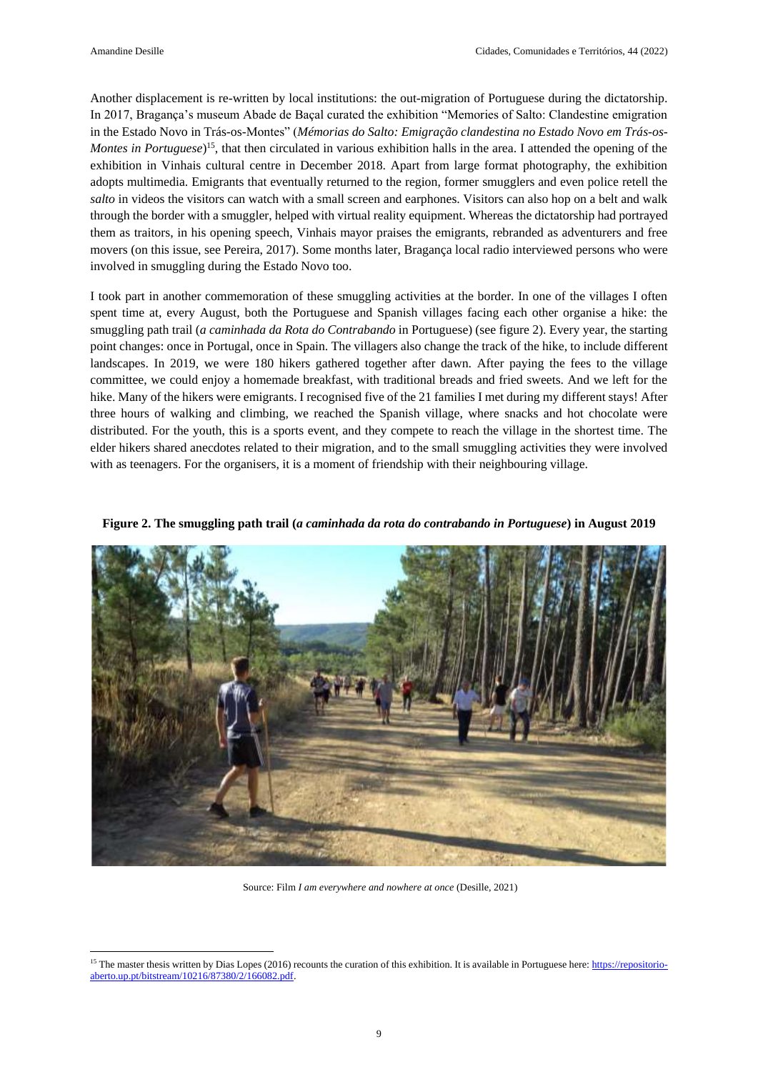Another displacement is re-written by local institutions: the out-migration of Portuguese during the dictatorship. In 2017, Bragança's museum Abade de Baçal curated the exhibition "Memories of Salto: Clandestine emigration in the Estado Novo in Trás-os-Montes" (*Mémorias do Salto: Emigração clandestina no Estado Novo em Trás-os-Montes in Portuguese*)[15], that then circulated in various exhibition halls in the area. I attended the opening of the exhibition in Vinhais cultural centre in December 2018. Apart from large format photography, the exhibition adopts multimedia. Emigrants that eventually returned to the region, former smugglers and even police retell the *salto* in videos the visitors can watch with a small screen and earphones. Visitors can also hop on a belt and walk through the border with a smuggler, helped with virtual reality equipment. Whereas the dictatorship had portrayed them as traitors, in his opening speech, Vinhais mayor praises the emigrants, rebranded as adventurers and free movers (on this issue, see Pereira, 2017). Some months later, Bragança local radio interviewed persons who were involved in smuggling during the Estado Novo too.

I took part in another commemoration of these smuggling activities at the border. In one of the villages I often spent time at, every August, both the Portuguese and Spanish villages facing each other organise a hike: the smuggling path trail (*a caminhada da Rota do Contrabando* in Portuguese) (see figure 2). Every year, the starting point changes: once in Portugal, once in Spain. The villagers also change the track of the hike, to include different landscapes. In 2019, we were 180 hikers gathered together after dawn. After paying the fees to the village committee, we could enjoy a homemade breakfast, with traditional breads and fried sweets. And we left for the hike. Many of the hikers were emigrants. I recognised five of the 21 families I met during my different stays! After three hours of walking and climbing, we reached the Spanish village, where snacks and hot chocolate were distributed. For the youth, this is a sports event, and they compete to reach the village in the shortest time. The elder hikers shared anecdotes related to their migration, and to the small smuggling activities they were involved with as teenagers. For the organisers, it is a moment of friendship with their neighbouring village.

**Figure 2. The smuggling path trail (*a caminhada da rota do contrabando in Portuguese*) in August 2019**

Source: Film *I am everywhere and nowhere at once* (Desille, 2021)

[15] The master thesis written by Dias Lopes (2016) recounts the curation of this exhibition. It is available in Portuguese here: https://repositorio-aberto.up.pt/bitstream/10216/87380/2/166082.pdf.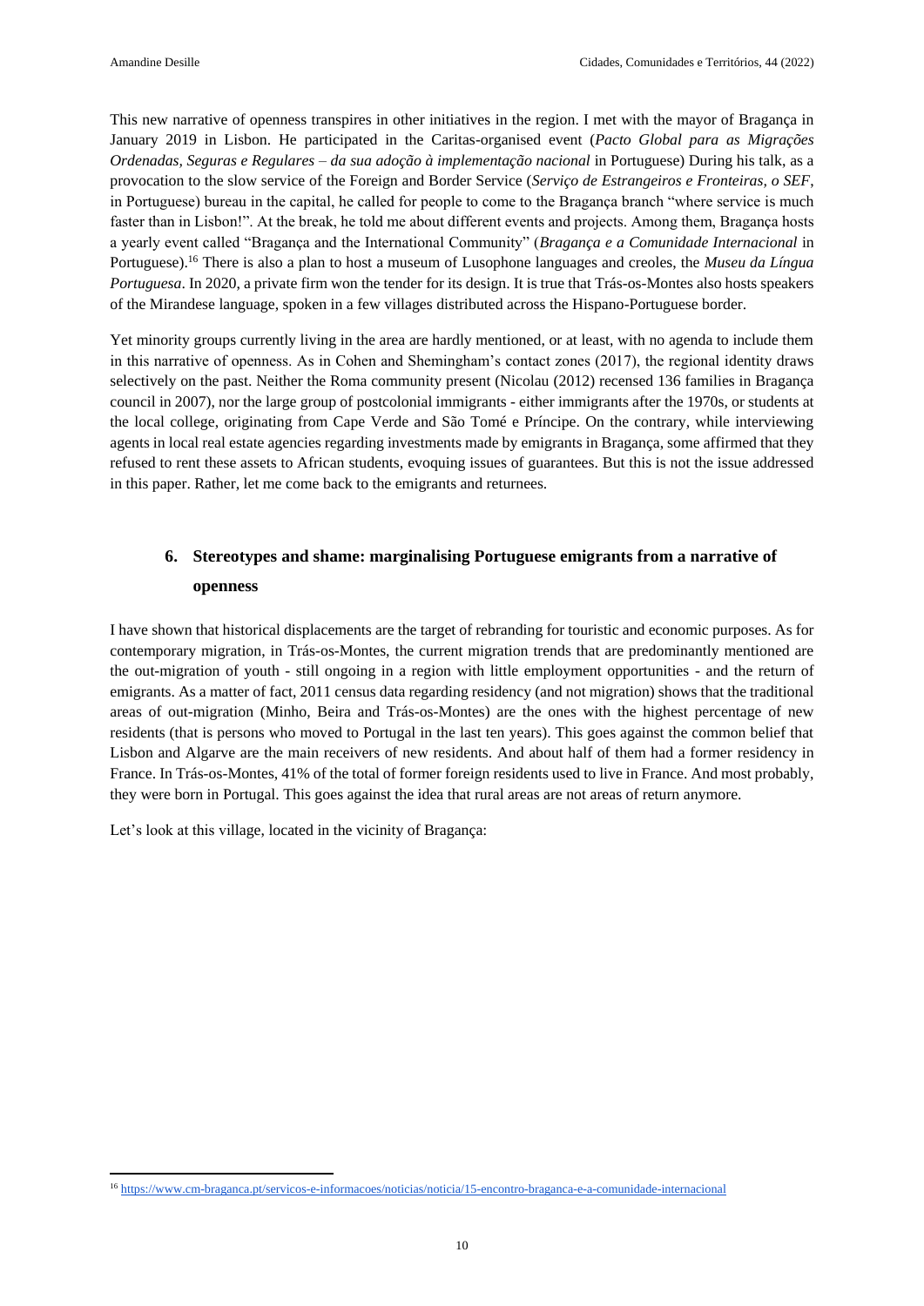This new narrative of openness transpires in other initiatives in the region. I met with the mayor of Bragança in January 2019 in Lisbon. He participated in the Caritas-organised event (*Pacto Global para as Migrações Ordenadas, Seguras e Regulares – da sua adoção à implementação nacional* in Portuguese) During his talk, as a provocation to the slow service of the Foreign and Border Service (*Serviço de Estrangeiros e Fronteiras, o SEF*, in Portuguese) bureau in the capital, he called for people to come to the Bragança branch "where service is much faster than in Lisbon!". At the break, he told me about different events and projects. Among them, Bragança hosts a yearly event called "Bragança and the International Community" (*Bragança e a Comunidade Internacional* in Portuguese).[16] There is also a plan to host a museum of Lusophone languages and creoles, the *Museu da Língua Portuguesa*. In 2020, a private firm won the tender for its design. It is true that Trás-os-Montes also hosts speakers of the Mirandese language, spoken in a few villages distributed across the Hispano-Portuguese border.

Yet minority groups currently living in the area are hardly mentioned, or at least, with no agenda to include them in this narrative of openness. As in Cohen and Shemingham's contact zones (2017), the regional identity draws selectively on the past. Neither the Roma community present (Nicolau (2012) recensed 136 families in Bragança council in 2007), nor the large group of postcolonial immigrants - either immigrants after the 1970s, or students at the local college, originating from Cape Verde and São Tomé e Príncipe. On the contrary, while interviewing agents in local real estate agencies regarding investments made by emigrants in Bragança, some affirmed that they refused to rent these assets to African students, evoquing issues of guarantees. But this is not the issue addressed in this paper. Rather, let me come back to the emigrants and returnees.

## 6. Stereotypes and shame: marginalising Portuguese emigrants from a narrative of openness

I have shown that historical displacements are the target of rebranding for touristic and economic purposes. As for contemporary migration, in Trás-os-Montes, the current migration trends that are predominantly mentioned are the out-migration of youth - still ongoing in a region with little employment opportunities - and the return of emigrants. As a matter of fact, 2011 census data regarding residency (and not migration) shows that the traditional areas of out-migration (Minho, Beira and Trás-os-Montes) are the ones with the highest percentage of new residents (that is persons who moved to Portugal in the last ten years). This goes against the common belief that Lisbon and Algarve are the main receivers of new residents. And about half of them had a former residency in France. In Trás-os-Montes, 41% of the total of former foreign residents used to live in France. And most probably, they were born in Portugal. This goes against the idea that rural areas are not areas of return anymore.

Let's look at this village, located in the vicinity of Bragança:

---

[16] https://www.cm-braganca.pt/servicos-e-informacoes/noticias/noticia/15-encontro-braganca-e-a-comunidade-internacional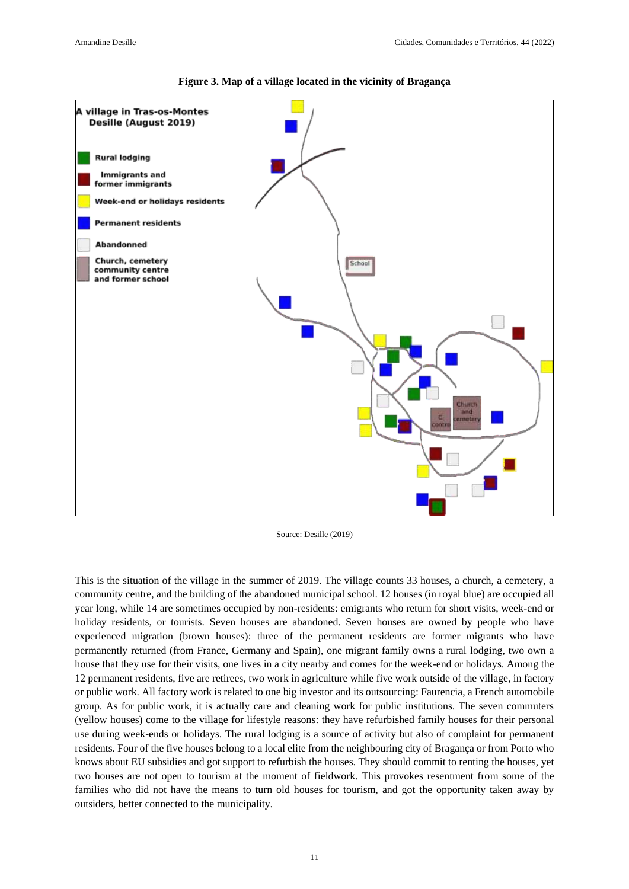**Figure 3. Map of a village located in the vicinity of Bragança**

A village in Tras-os-Montes
Desille (August 2019)

Rural lodging
Immigrants and former immigrants
Week-end or holidays residents
Permanent residents
Abandonned
Church, cemetery community centre and former school

Source: Desille (2019)

This is the situation of the village in the summer of 2019. The village counts 33 houses, a church, a cemetery, a community centre, and the building of the abandoned municipal school. 12 houses (in royal blue) are occupied all year long, while 14 are sometimes occupied by non-residents: emigrants who return for short visits, week-end or holiday residents, or tourists. Seven houses are abandoned. Seven houses are owned by people who have experienced migration (brown houses): three of the permanent residents are former migrants who have permanently returned (from France, Germany and Spain), one migrant family owns a rural lodging, two own a house that they use for their visits, one lives in a city nearby and comes for the week-end or holidays. Among the 12 permanent residents, five are retirees, two work in agriculture while five work outside of the village, in factory or public work. All factory work is related to one big investor and its outsourcing: Faurencia, a French automobile group. As for public work, it is actually care and cleaning work for public institutions. The seven commuters (yellow houses) come to the village for lifestyle reasons: they have refurbished family houses for their personal use during week-ends or holidays. The rural lodging is a source of activity but also of complaint for permanent residents. Four of the five houses belong to a local elite from the neighbouring city of Bragança or from Porto who knows about EU subsidies and got support to refurbish the houses. They should commit to renting the houses, yet two houses are not open to tourism at the moment of fieldwork. This provokes resentment from some of the families who did not have the means to turn old houses for tourism, and got the opportunity taken away by outsiders, better connected to the municipality.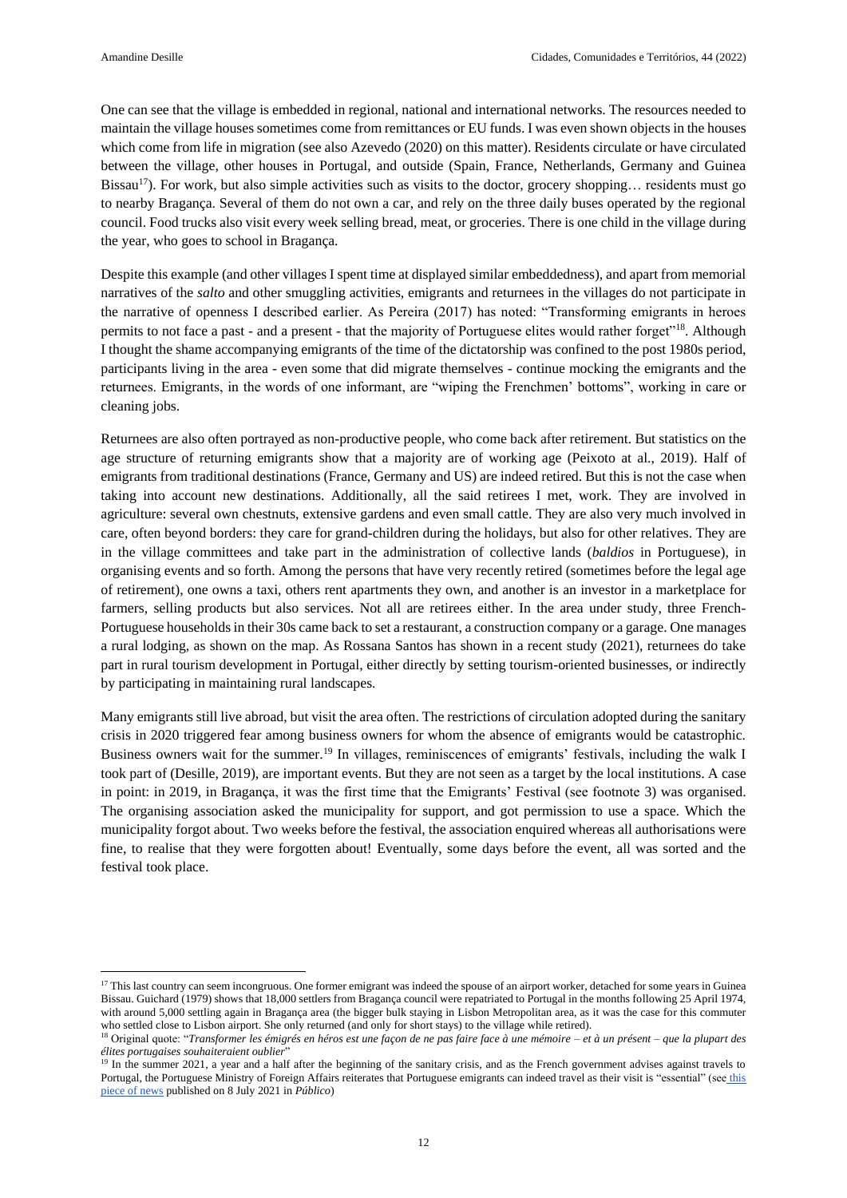One can see that the village is embedded in regional, national and international networks. The resources needed to maintain the village houses sometimes come from remittances or EU funds. I was even shown objects in the houses which come from life in migration (see also Azevedo (2020) on this matter). Residents circulate or have circulated between the village, other houses in Portugal, and outside (Spain, France, Netherlands, Germany and Guinea Bissau[17]). For work, but also simple activities such as visits to the doctor, grocery shopping… residents must go to nearby Bragança. Several of them do not own a car, and rely on the three daily buses operated by the regional council. Food trucks also visit every week selling bread, meat, or groceries. There is one child in the village during the year, who goes to school in Bragança.

Despite this example (and other villages I spent time at displayed similar embeddedness), and apart from memorial narratives of the *salto* and other smuggling activities, emigrants and returnees in the villages do not participate in the narrative of openness I described earlier. As Pereira (2017) has noted: "Transforming emigrants in heroes permits to not face a past - and a present - that the majority of Portuguese elites would rather forget"[18]. Although I thought the shame accompanying emigrants of the time of the dictatorship was confined to the post 1980s period, participants living in the area - even some that did migrate themselves - continue mocking the emigrants and the returnees. Emigrants, in the words of one informant, are "wiping the Frenchmen' bottoms", working in care or cleaning jobs.

Returnees are also often portrayed as non-productive people, who come back after retirement. But statistics on the age structure of returning emigrants show that a majority are of working age (Peixoto at al., 2019). Half of emigrants from traditional destinations (France, Germany and US) are indeed retired. But this is not the case when taking into account new destinations. Additionally, all the said retirees I met, work. They are involved in agriculture: several own chestnuts, extensive gardens and even small cattle. They are also very much involved in care, often beyond borders: they care for grand-children during the holidays, but also for other relatives. They are in the village committees and take part in the administration of collective lands (*baldios* in Portuguese), in organising events and so forth. Among the persons that have very recently retired (sometimes before the legal age of retirement), one owns a taxi, others rent apartments they own, and another is an investor in a marketplace for farmers, selling products but also services. Not all are retirees either. In the area under study, three French-Portuguese households in their 30s came back to set a restaurant, a construction company or a garage. One manages a rural lodging, as shown on the map. As Rossana Santos has shown in a recent study (2021), returnees do take part in rural tourism development in Portugal, either directly by setting tourism-oriented businesses, or indirectly by participating in maintaining rural landscapes.

Many emigrants still live abroad, but visit the area often. The restrictions of circulation adopted during the sanitary crisis in 2020 triggered fear among business owners for whom the absence of emigrants would be catastrophic. Business owners wait for the summer.[19] In villages, reminiscences of emigrants' festivals, including the walk I took part of (Desille, 2019), are important events. But they are not seen as a target by the local institutions. A case in point: in 2019, in Bragança, it was the first time that the Emigrants' Festival (see footnote 3) was organised. The organising association asked the municipality for support, and got permission to use a space. Which the municipality forgot about. Two weeks before the festival, the association enquired whereas all authorisations were fine, to realise that they were forgotten about! Eventually, some days before the event, all was sorted and the festival took place.

---

[17] This last country can seem incongruous. One former emigrant was indeed the spouse of an airport worker, detached for some years in Guinea Bissau. Guichard (1979) shows that 18,000 settlers from Bragança council were repatriated to Portugal in the months following 25 April 1974, with around 5,000 settling again in Bragança area (the bigger bulk staying in Lisbon Metropolitan area, as it was the case for this commuter who settled close to Lisbon airport. She only returned (and only for short stays) to the village while retired).

[18] Original quote: "*Transformer les émigrés en héros est une façon de ne pas faire face à une mémoire – et à un présent – que la plupart des élites portugaises souhaiteraient oublier*"

[19] In the summer 2021, a year and a half after the beginning of the sanitary crisis, and as the French government advises against travels to Portugal, the Portuguese Ministry of Foreign Affairs reiterates that Portuguese emigrants can indeed travel as their visit is "essential" (see this piece of news published on 8 July 2021 in *Público*)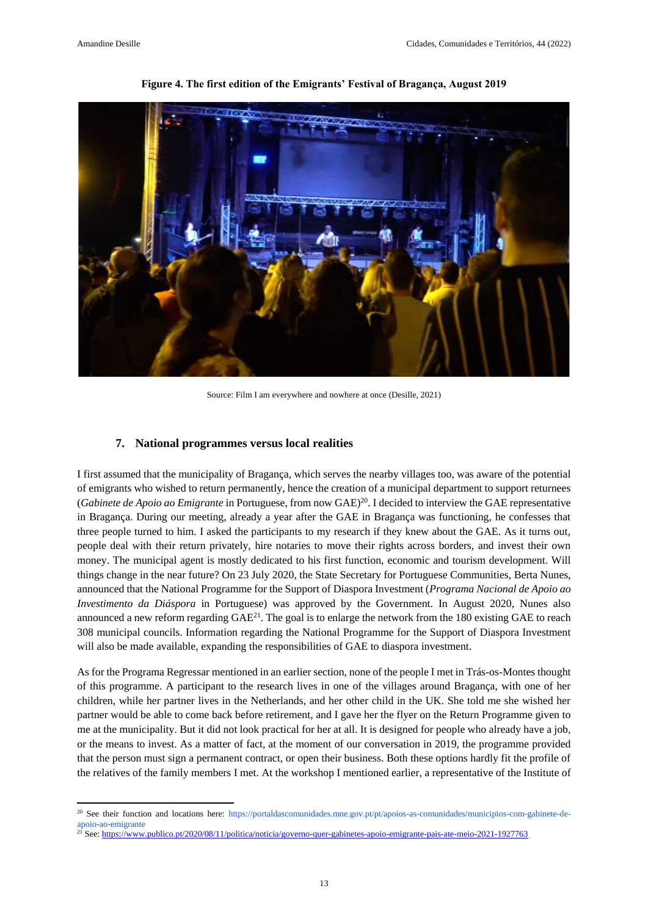**Figure 4. The first edition of the Emigrants' Festival of Bragança, August 2019**

Source: Film I am everywhere and nowhere at once (Desille, 2021)

## 7. National programmes versus local realities

I first assumed that the municipality of Bragança, which serves the nearby villages too, was aware of the potential of emigrants who wished to return permanently, hence the creation of a municipal department to support returnees (*Gabinete de Apoio ao Emigrante* in Portuguese, from now GAE)[20]. I decided to interview the GAE representative in Bragança. During our meeting, already a year after the GAE in Bragança was functioning, he confesses that three people turned to him. I asked the participants to my research if they knew about the GAE. As it turns out, people deal with their return privately, hire notaries to move their rights across borders, and invest their own money. The municipal agent is mostly dedicated to his first function, economic and tourism development. Will things change in the near future? On 23 July 2020, the State Secretary for Portuguese Communities, Berta Nunes, announced that the National Programme for the Support of Diaspora Investment (*Programa Nacional de Apoio ao Investimento da Diáspora* in Portuguese) was approved by the Government. In August 2020, Nunes also announced a new reform regarding GAE[21]. The goal is to enlarge the network from the 180 existing GAE to reach 308 municipal councils. Information regarding the National Programme for the Support of Diaspora Investment will also be made available, expanding the responsibilities of GAE to diaspora investment.

As for the Programa Regressar mentioned in an earlier section, none of the people I met in Trás-os-Montes thought of this programme. A participant to the research lives in one of the villages around Bragança, with one of her children, while her partner lives in the Netherlands, and her other child in the UK. She told me she wished her partner would be able to come back before retirement, and I gave her the flyer on the Return Programme given to me at the municipality. But it did not look practical for her at all. It is designed for people who already have a job, or the means to invest. As a matter of fact, at the moment of our conversation in 2019, the programme provided that the person must sign a permanent contract, or open their business. Both these options hardly fit the profile of the relatives of the family members I met. At the workshop I mentioned earlier, a representative of the Institute of

---

[20] See their function and locations here: https://portaldascomunidades.mne.gov.pt/pt/apoios-as-comunidades/municipios-com-gabinete-de-apoio-ao-emigrante

[21] See: https://www.publico.pt/2020/08/11/politica/noticia/governo-quer-gabinetes-apoio-emigrante-pais-ate-meio-2021-1927763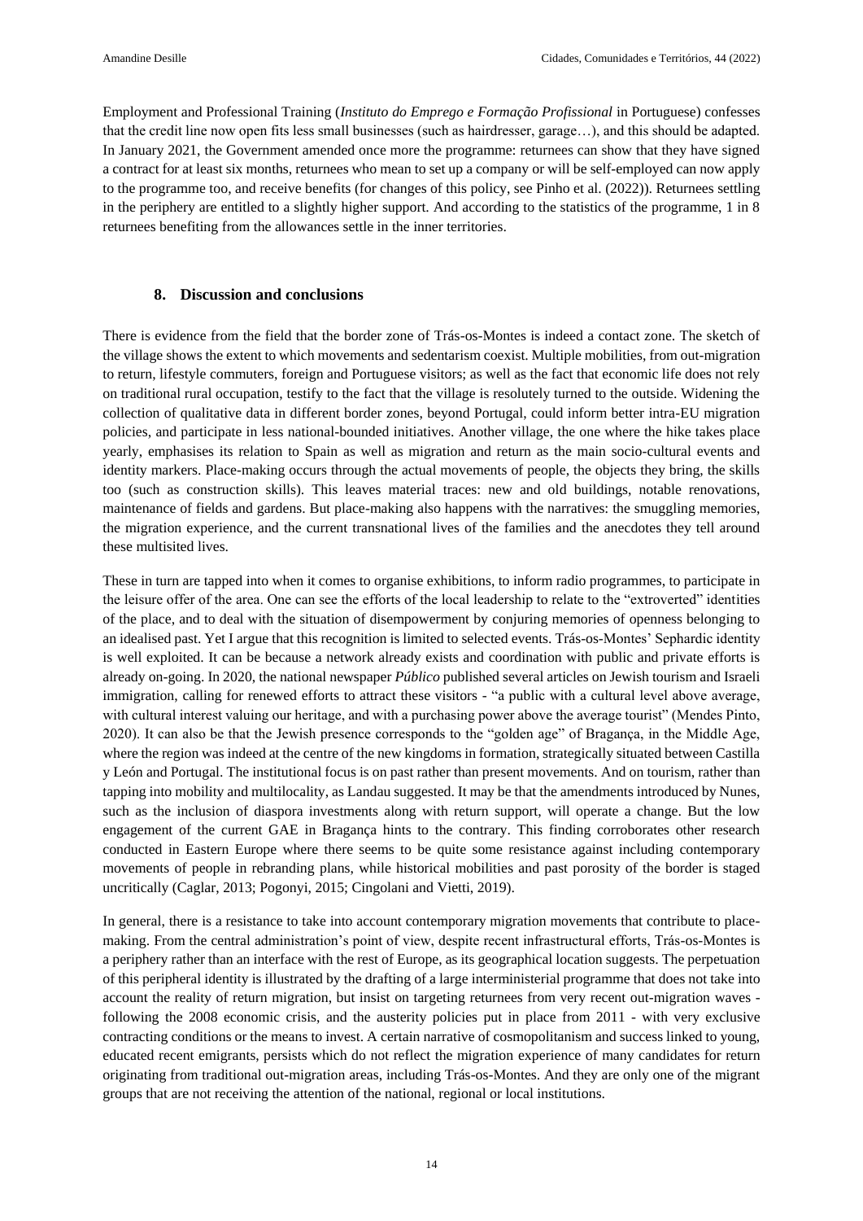Employment and Professional Training (*Instituto do Emprego e Formação Profissional* in Portuguese) confesses that the credit line now open fits less small businesses (such as hairdresser, garage…), and this should be adapted. In January 2021, the Government amended once more the programme: returnees can show that they have signed a contract for at least six months, returnees who mean to set up a company or will be self-employed can now apply to the programme too, and receive benefits (for changes of this policy, see Pinho et al. (2022)). Returnees settling in the periphery are entitled to a slightly higher support. And according to the statistics of the programme, 1 in 8 returnees benefiting from the allowances settle in the inner territories.

## 8. Discussion and conclusions

There is evidence from the field that the border zone of Trás-os-Montes is indeed a contact zone. The sketch of the village shows the extent to which movements and sedentarism coexist. Multiple mobilities, from out-migration to return, lifestyle commuters, foreign and Portuguese visitors; as well as the fact that economic life does not rely on traditional rural occupation, testify to the fact that the village is resolutely turned to the outside. Widening the collection of qualitative data in different border zones, beyond Portugal, could inform better intra-EU migration policies, and participate in less national-bounded initiatives. Another village, the one where the hike takes place yearly, emphasises its relation to Spain as well as migration and return as the main socio-cultural events and identity markers. Place-making occurs through the actual movements of people, the objects they bring, the skills too (such as construction skills). This leaves material traces: new and old buildings, notable renovations, maintenance of fields and gardens. But place-making also happens with the narratives: the smuggling memories, the migration experience, and the current transnational lives of the families and the anecdotes they tell around these multisited lives.

These in turn are tapped into when it comes to organise exhibitions, to inform radio programmes, to participate in the leisure offer of the area. One can see the efforts of the local leadership to relate to the "extroverted" identities of the place, and to deal with the situation of disempowerment by conjuring memories of openness belonging to an idealised past. Yet I argue that this recognition is limited to selected events. Trás-os-Montes' Sephardic identity is well exploited. It can be because a network already exists and coordination with public and private efforts is already on-going. In 2020, the national newspaper *Público* published several articles on Jewish tourism and Israeli immigration, calling for renewed efforts to attract these visitors - "a public with a cultural level above average, with cultural interest valuing our heritage, and with a purchasing power above the average tourist" (Mendes Pinto, 2020). It can also be that the Jewish presence corresponds to the "golden age" of Bragança, in the Middle Age, where the region was indeed at the centre of the new kingdoms in formation, strategically situated between Castilla y León and Portugal. The institutional focus is on past rather than present movements. And on tourism, rather than tapping into mobility and multilocality, as Landau suggested. It may be that the amendments introduced by Nunes, such as the inclusion of diaspora investments along with return support, will operate a change. But the low engagement of the current GAE in Bragança hints to the contrary. This finding corroborates other research conducted in Eastern Europe where there seems to be quite some resistance against including contemporary movements of people in rebranding plans, while historical mobilities and past porosity of the border is staged uncritically (Caglar, 2013; Pogonyi, 2015; Cingolani and Vietti, 2019).

In general, there is a resistance to take into account contemporary migration movements that contribute to place-making. From the central administration's point of view, despite recent infrastructural efforts, Trás-os-Montes is a periphery rather than an interface with the rest of Europe, as its geographical location suggests. The perpetuation of this peripheral identity is illustrated by the drafting of a large interministerial programme that does not take into account the reality of return migration, but insist on targeting returnees from very recent out-migration waves - following the 2008 economic crisis, and the austerity policies put in place from 2011 - with very exclusive contracting conditions or the means to invest. A certain narrative of cosmopolitanism and success linked to young, educated recent emigrants, persists which do not reflect the migration experience of many candidates for return originating from traditional out-migration areas, including Trás-os-Montes. And they are only one of the migrant groups that are not receiving the attention of the national, regional or local institutions.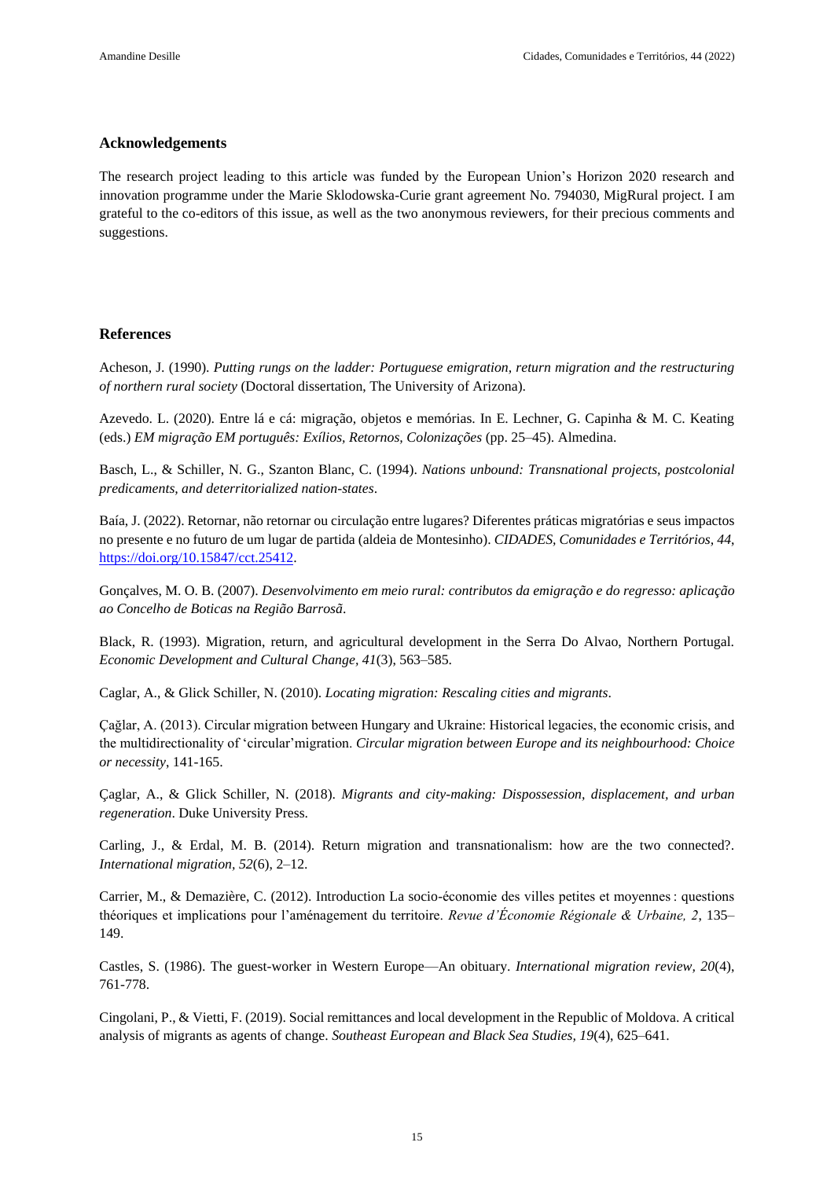## Acknowledgements

The research project leading to this article was funded by the European Union's Horizon 2020 research and innovation programme under the Marie Sklodowska-Curie grant agreement No. 794030, MigRural project. I am grateful to the co-editors of this issue, as well as the two anonymous reviewers, for their precious comments and suggestions.

## References

Acheson, J. (1990). *Putting rungs on the ladder: Portuguese emigration, return migration and the restructuring of northern rural society* (Doctoral dissertation, The University of Arizona).

Azevedo. L. (2020). Entre lá e cá: migração, objetos e memórias. In E. Lechner, G. Capinha & M. C. Keating (eds.) *EM migração EM português: Exílios, Retornos, Colonizações* (pp. 25–45). Almedina.

Basch, L., & Schiller, N. G., Szanton Blanc, C. (1994). *Nations unbound: Transnational projects, postcolonial predicaments, and deterritorialized nation-states*.

Baía, J. (2022). Retornar, não retornar ou circulação entre lugares? Diferentes práticas migratórias e seus impactos no presente e no futuro de um lugar de partida (aldeia de Montesinho). *CIDADES, Comunidades e Territórios, 44*, https://doi.org/10.15847/cct.25412.

Gonçalves, M. O. B. (2007). *Desenvolvimento em meio rural: contributos da emigração e do regresso: aplicação ao Concelho de Boticas na Região Barrosã*.

Black, R. (1993). Migration, return, and agricultural development in the Serra Do Alvao, Northern Portugal. *Economic Development and Cultural Change, 41*(3), 563–585.

Caglar, A., & Glick Schiller, N. (2010). *Locating migration: Rescaling cities and migrants*.

Çağlar, A. (2013). Circular migration between Hungary and Ukraine: Historical legacies, the economic crisis, and the multidirectionality of 'circular'migration. *Circular migration between Europe and its neighbourhood: Choice or necessity*, 141-165.

Çaglar, A., & Glick Schiller, N. (2018). *Migrants and city-making: Dispossession, displacement, and urban regeneration*. Duke University Press.

Carling, J., & Erdal, M. B. (2014). Return migration and transnationalism: how are the two connected?. *International migration, 52*(6), 2–12.

Carrier, M., & Demazière, C. (2012). Introduction La socio-économie des villes petites et moyennes : questions théoriques et implications pour l'aménagement du territoire. *Revue d'Économie Régionale & Urbaine, 2*, 135–149.

Castles, S. (1986). The guest-worker in Western Europe—An obituary. *International migration review, 20*(4), 761-778.

Cingolani, P., & Vietti, F. (2019). Social remittances and local development in the Republic of Moldova. A critical analysis of migrants as agents of change. *Southeast European and Black Sea Studies, 19*(4), 625–641.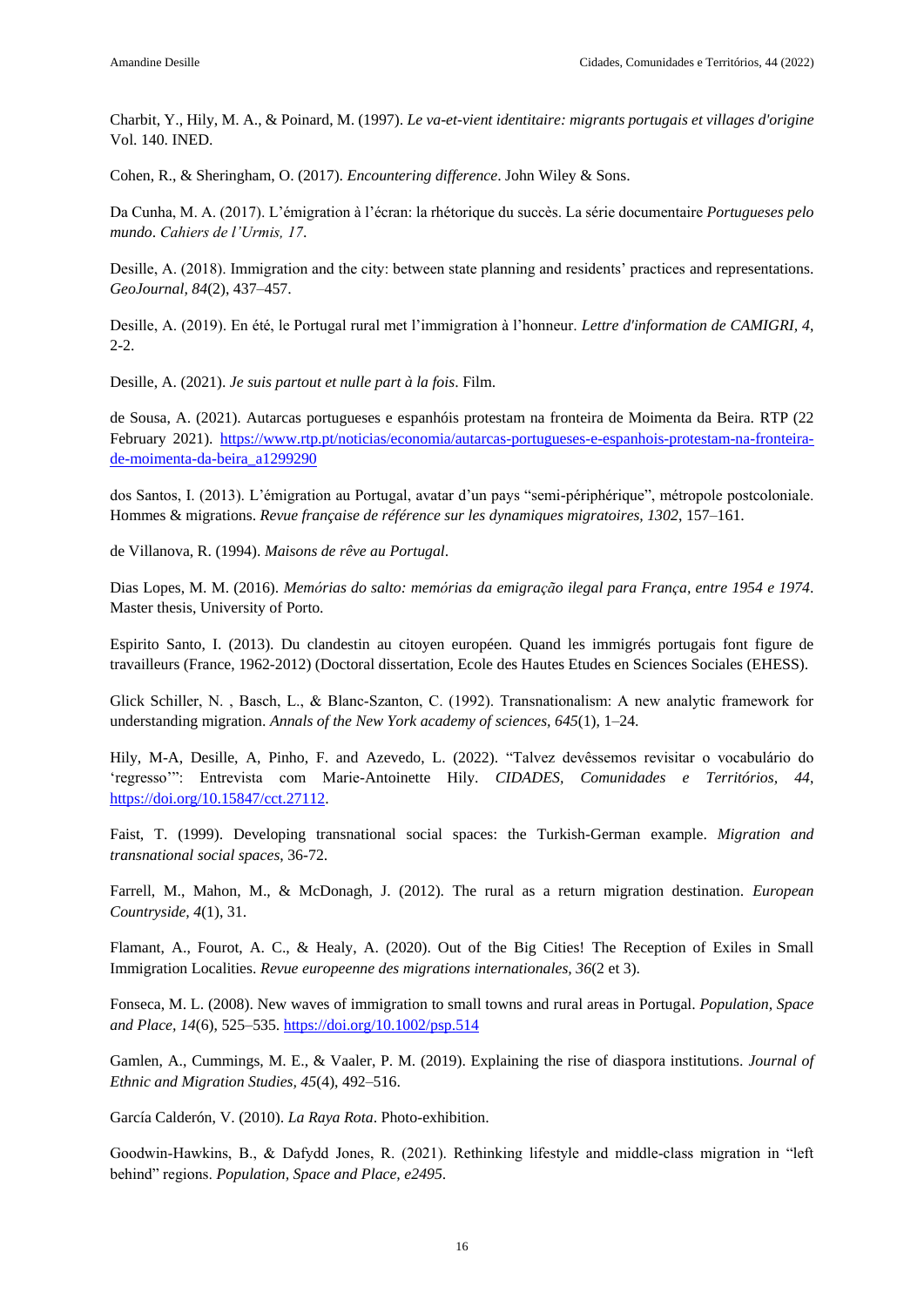Charbit, Y., Hily, M. A., & Poinard, M. (1997). *Le va-et-vient identitaire: migrants portugais et villages d'origine* Vol. 140. INED.

Cohen, R., & Sheringham, O. (2017). *Encountering difference*. John Wiley & Sons.

Da Cunha, M. A. (2017). L'émigration à l'écran: la rhétorique du succès. La série documentaire *Portugueses pelo mundo*. *Cahiers de l'Urmis, 17*.

Desille, A. (2018). Immigration and the city: between state planning and residents' practices and representations. *GeoJournal, 84*(2), 437–457.

Desille, A. (2019). En été, le Portugal rural met l'immigration à l'honneur. *Lettre d'information de CAMIGRI, 4*, 2-2.

Desille, A. (2021). *Je suis partout et nulle part à la fois*. Film.

de Sousa, A. (2021). Autarcas portugueses e espanhóis protestam na fronteira de Moimenta da Beira. RTP (22 February 2021). https://www.rtp.pt/noticias/economia/autarcas-portugueses-e-espanhois-protestam-na-fronteira-de-moimenta-da-beira_a1299290

dos Santos, I. (2013). L'émigration au Portugal, avatar d'un pays "semi-périphérique", métropole postcoloniale. Hommes & migrations. *Revue française de référence sur les dynamiques migratoires, 1302*, 157–161.

de Villanova, R. (1994). *Maisons de rêve au Portugal*.

Dias Lopes, M. M. (2016). *Memórias do salto: memórias da emigração ilegal para França, entre 1954 e 1974*. Master thesis, University of Porto.

Espirito Santo, I. (2013). Du clandestin au citoyen européen. Quand les immigrés portugais font figure de travailleurs (France, 1962-2012) (Doctoral dissertation, Ecole des Hautes Etudes en Sciences Sociales (EHESS).

Glick Schiller, N. , Basch, L., & Blanc-Szanton, C. (1992). Transnationalism: A new analytic framework for understanding migration. *Annals of the New York academy of sciences, 645*(1), 1–24.

Hily, M-A, Desille, A, Pinho, F. and Azevedo, L. (2022). "Talvez devêssemos revisitar o vocabulário do 'regresso'": Entrevista com Marie-Antoinette Hily. *CIDADES, Comunidades e Territórios, 44*, https://doi.org/10.15847/cct.27112.

Faist, T. (1999). Developing transnational social spaces: the Turkish-German example. *Migration and transnational social spaces*, 36-72.

Farrell, M., Mahon, M., & McDonagh, J. (2012). The rural as a return migration destination. *European Countryside, 4*(1), 31.

Flamant, A., Fourot, A. C., & Healy, A. (2020). Out of the Big Cities! The Reception of Exiles in Small Immigration Localities. *Revue europeenne des migrations internationales, 36*(2 et 3).

Fonseca, M. L. (2008). New waves of immigration to small towns and rural areas in Portugal. *Population, Space and Place, 14*(6), 525–535. https://doi.org/10.1002/psp.514

Gamlen, A., Cummings, M. E., & Vaaler, P. M. (2019). Explaining the rise of diaspora institutions. *Journal of Ethnic and Migration Studies, 45*(4), 492–516.

García Calderón, V. (2010). *La Raya Rota*. Photo-exhibition.

Goodwin-Hawkins, B., & Dafydd Jones, R. (2021). Rethinking lifestyle and middle-class migration in "left behind" regions. *Population, Space and Place, e2495*.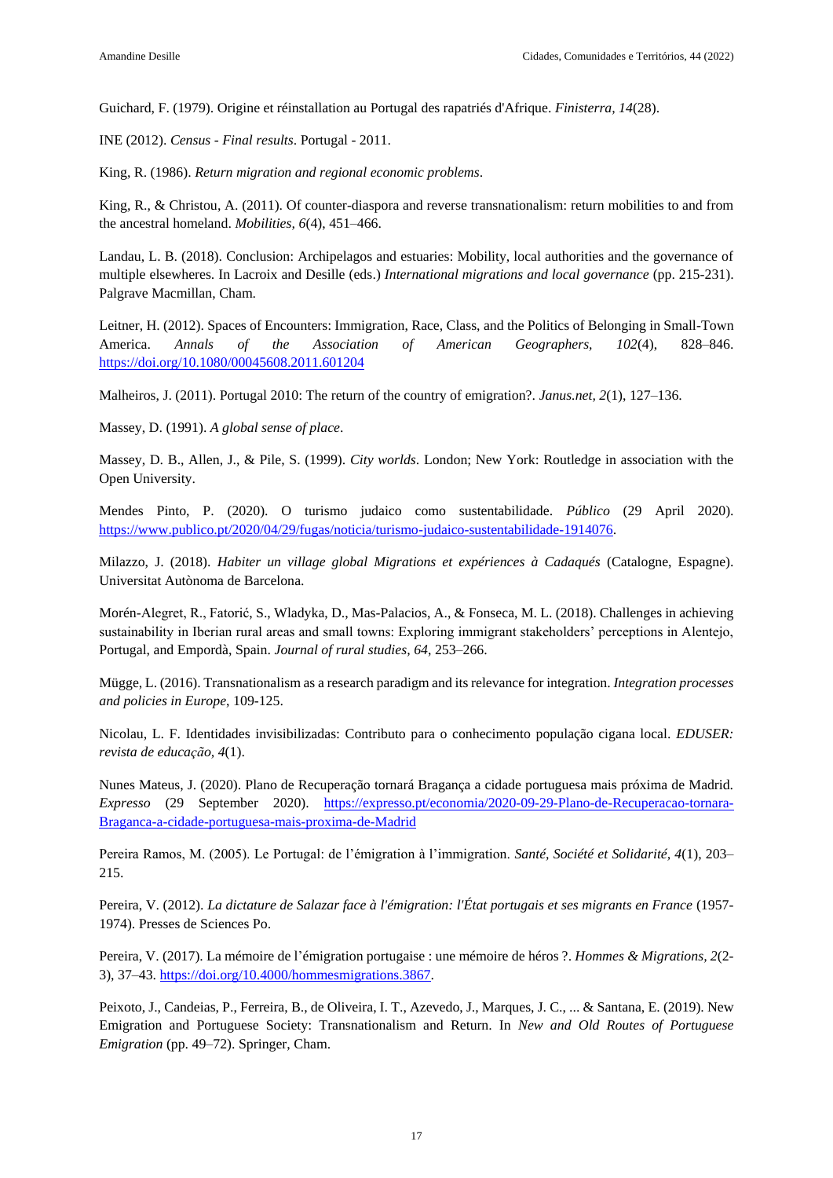Guichard, F. (1979). Origine et réinstallation au Portugal des rapatriés d'Afrique. *Finisterra*, *14*(28).

INE (2012). *Census - Final results*. Portugal - 2011.

King, R. (1986). *Return migration and regional economic problems*.

King, R., & Christou, A. (2011). Of counter-diaspora and reverse transnationalism: return mobilities to and from the ancestral homeland. *Mobilities, 6*(4), 451–466.

Landau, L. B. (2018). Conclusion: Archipelagos and estuaries: Mobility, local authorities and the governance of multiple elsewheres. In Lacroix and Desille (eds.) *International migrations and local governance* (pp. 215-231). Palgrave Macmillan, Cham.

Leitner, H. (2012). Spaces of Encounters: Immigration, Race, Class, and the Politics of Belonging in Small-Town America. *Annals of the Association of American Geographers, 102*(4), 828–846. https://doi.org/10.1080/00045608.2011.601204

Malheiros, J. (2011). Portugal 2010: The return of the country of emigration?. *Janus.net, 2*(1), 127–136.

Massey, D. (1991). *A global sense of place*.

Massey, D. B., Allen, J., & Pile, S. (1999). *City worlds*. London; New York: Routledge in association with the Open University.

Mendes Pinto, P. (2020). O turismo judaico como sustentabilidade. *Público* (29 April 2020). https://www.publico.pt/2020/04/29/fugas/noticia/turismo-judaico-sustentabilidade-1914076.

Milazzo, J. (2018). *Habiter un village global Migrations et expériences à Cadaqués* (Catalogne, Espagne). Universitat Autònoma de Barcelona.

Morén-Alegret, R., Fatorić, S., Wladyka, D., Mas-Palacios, A., & Fonseca, M. L. (2018). Challenges in achieving sustainability in Iberian rural areas and small towns: Exploring immigrant stakeholders' perceptions in Alentejo, Portugal, and Empordà, Spain. *Journal of rural studies, 64*, 253–266.

Mügge, L. (2016). Transnationalism as a research paradigm and its relevance for integration. *Integration processes and policies in Europe*, 109-125.

Nicolau, L. F. Identidades invisibilizadas: Contributo para o conhecimento população cigana local. *EDUSER: revista de educação*, *4*(1).

Nunes Mateus, J. (2020). Plano de Recuperação tornará Bragança a cidade portuguesa mais próxima de Madrid. *Expresso* (29 September 2020). https://expresso.pt/economia/2020-09-29-Plano-de-Recuperacao-tornara-Braganca-a-cidade-portuguesa-mais-proxima-de-Madrid

Pereira Ramos, M. (2005). Le Portugal: de l'émigration à l'immigration. *Santé, Société et Solidarité, 4*(1), 203–215.

Pereira, V. (2012). *La dictature de Salazar face à l'émigration: l'État portugais et ses migrants en France* (1957-1974). Presses de Sciences Po.

Pereira, V. (2017). La mémoire de l'émigration portugaise : une mémoire de héros ?. *Hommes & Migrations, 2*(2-3), 37–43. https://doi.org/10.4000/hommesmigrations.3867.

Peixoto, J., Candeias, P., Ferreira, B., de Oliveira, I. T., Azevedo, J., Marques, J. C., ... & Santana, E. (2019). New Emigration and Portuguese Society: Transnationalism and Return. In *New and Old Routes of Portuguese Emigration* (pp. 49–72). Springer, Cham.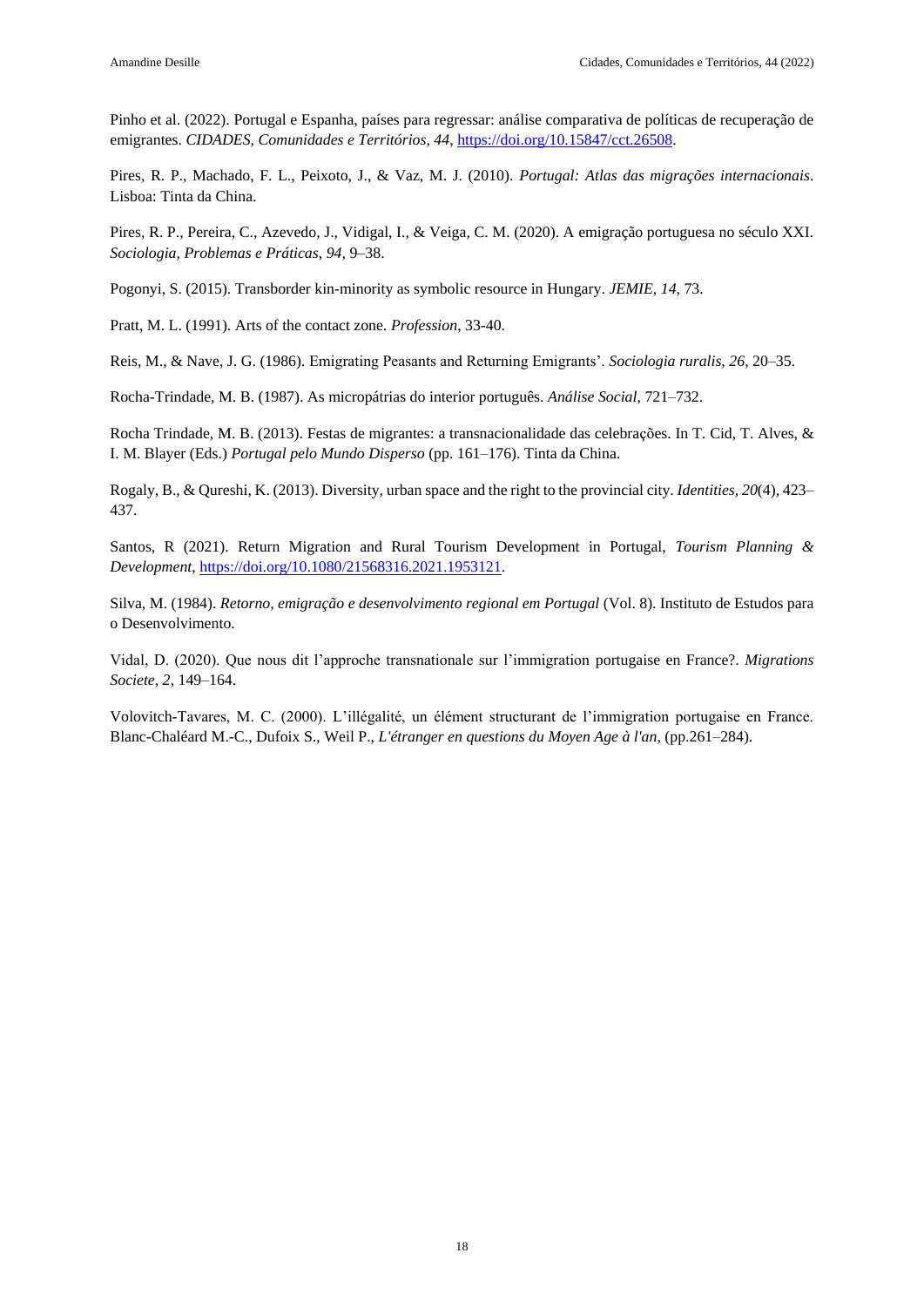Pinho et al. (2022). Portugal e Espanha, países para regressar: análise comparativa de políticas de recuperação de emigrantes. *CIDADES, Comunidades e Territórios, 44*, https://doi.org/10.15847/cct.26508.

Pires, R. P., Machado, F. L., Peixoto, J., & Vaz, M. J. (2010). *Portugal: Atlas das migrações internacionais*. Lisboa: Tinta da China.

Pires, R. P., Pereira, C., Azevedo, J., Vidigal, I., & Veiga, C. M. (2020). A emigração portuguesa no século XXI. *Sociologia, Problemas e Práticas, 94*, 9–38.

Pogonyi, S. (2015). Transborder kin-minority as symbolic resource in Hungary. *JEMIE, 14*, 73.

Pratt, M. L. (1991). Arts of the contact zone. *Profession*, 33-40.

Reis, M., & Nave, J. G. (1986). Emigrating Peasants and Returning Emigrants'. *Sociologia ruralis, 26*, 20–35.

Rocha-Trindade, M. B. (1987). As micropátrias do interior português. *Análise Social*, 721–732.

Rocha Trindade, M. B. (2013). Festas de migrantes: a transnacionalidade das celebrações. In T. Cid, T. Alves, & I. M. Blayer (Eds.) *Portugal pelo Mundo Disperso* (pp. 161–176). Tinta da China.

Rogaly, B., & Qureshi, K. (2013). Diversity, urban space and the right to the provincial city. *Identities, 20*(4), 423–437.

Santos, R (2021). Return Migration and Rural Tourism Development in Portugal, *Tourism Planning & Development*, https://doi.org/10.1080/21568316.2021.1953121.

Silva, M. (1984). *Retorno, emigração e desenvolvimento regional em Portugal* (Vol. 8). Instituto de Estudos para o Desenvolvimento.

Vidal, D. (2020). Que nous dit l'approche transnationale sur l'immigration portugaise en France?. *Migrations Societe, 2*, 149–164.

Volovitch-Tavares, M. C. (2000). L'illégalité, un élément structurant de l'immigration portugaise en France. Blanc-Chaléard M.-C., Dufoix S., Weil P., *L'étranger en questions du Moyen Age à l'an*, (pp.261–284).